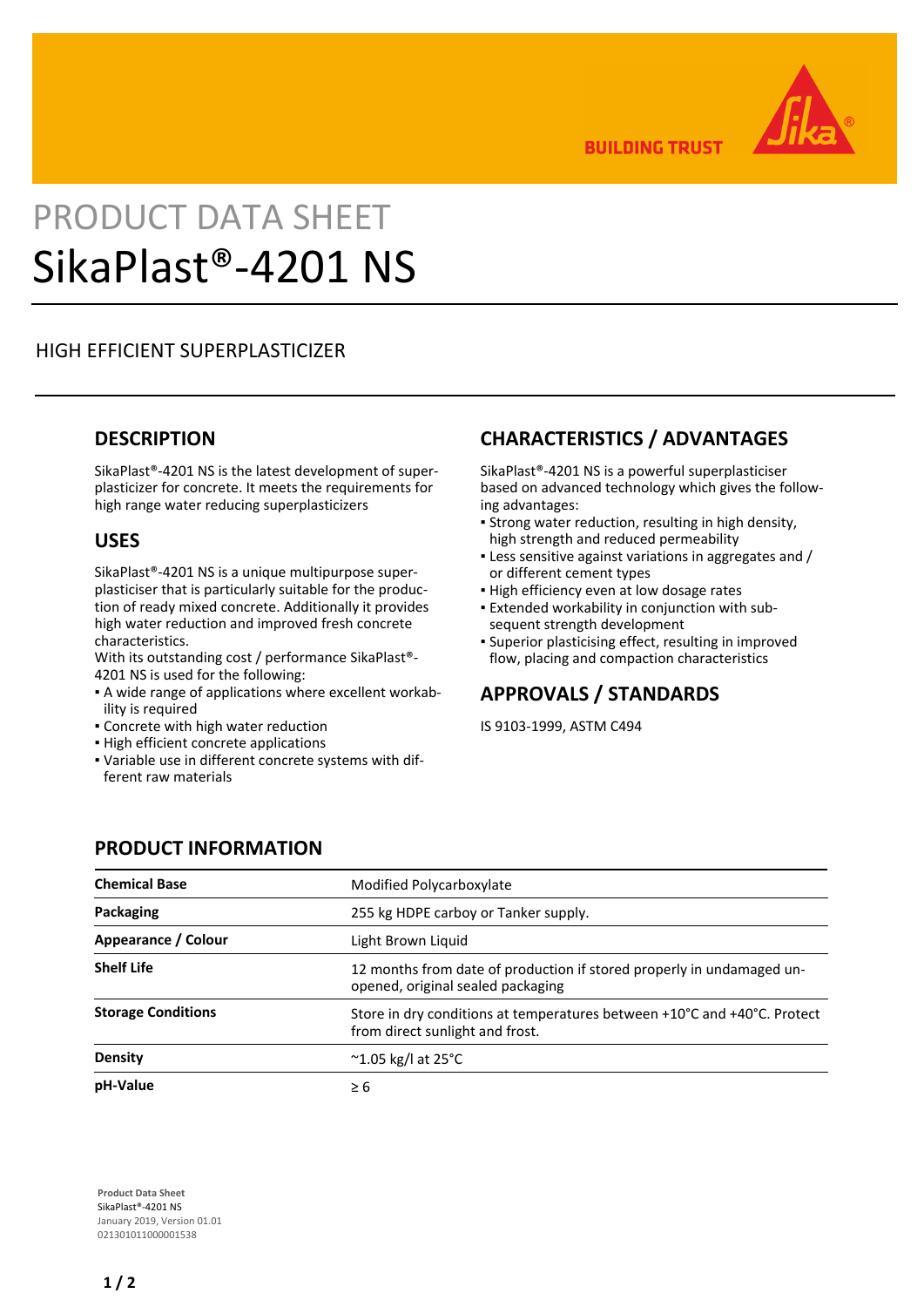BUILDING TRUST

# PRODUCT DATA SHEET
# SikaPlast®-4201 NS

HIGH EFFICIENT SUPERPLASTICIZER

## DESCRIPTION

SikaPlast®-4201 NS is the latest development of superplasticizer for concrete. It meets the requirements for high range water reducing superplasticizers

## USES

SikaPlast®-4201 NS is a unique multipurpose superplasticiser that is particularly suitable for the production of ready mixed concrete. Additionally it provides high water reduction and improved fresh concrete characteristics.
With its outstanding cost / performance SikaPlast®-4201 NS is used for the following:

- A wide range of applications where excellent workability is required
- Concrete with high water reduction
- High efficient concrete applications
- Variable use in different concrete systems with different raw materials

## CHARACTERISTICS / ADVANTAGES

SikaPlast®-4201 NS is a powerful superplasticiser based on advanced technology which gives the following advantages:

- Strong water reduction, resulting in high density, high strength and reduced permeability
- Less sensitive against variations in aggregates and / or different cement types
- High efficiency even at low dosage rates
- Extended workability in conjunction with subsequent strength development
- Superior plasticising effect, resulting in improved flow, placing and compaction characteristics

## APPROVALS / STANDARDS

IS 9103-1999, ASTM C494

## PRODUCT INFORMATION

| | |
|---|---|
| **Chemical Base** | Modified Polycarboxylate |
| **Packaging** | 255 kg HDPE carboy or Tanker supply. |
| **Appearance / Colour** | Light Brown Liquid |
| **Shelf Life** | 12 months from date of production if stored properly in undamaged unopened, original sealed packaging |
| **Storage Conditions** | Store in dry conditions at temperatures between +10°C and +40°C. Protect from direct sunlight and frost. |
| **Density** | ~1.05 kg/l at 25°C |
| **pH-Value** | ≥ 6 |

**Product Data Sheet**
SikaPlast®-4201 NS
January 2019, Version 01.01
021301011000001538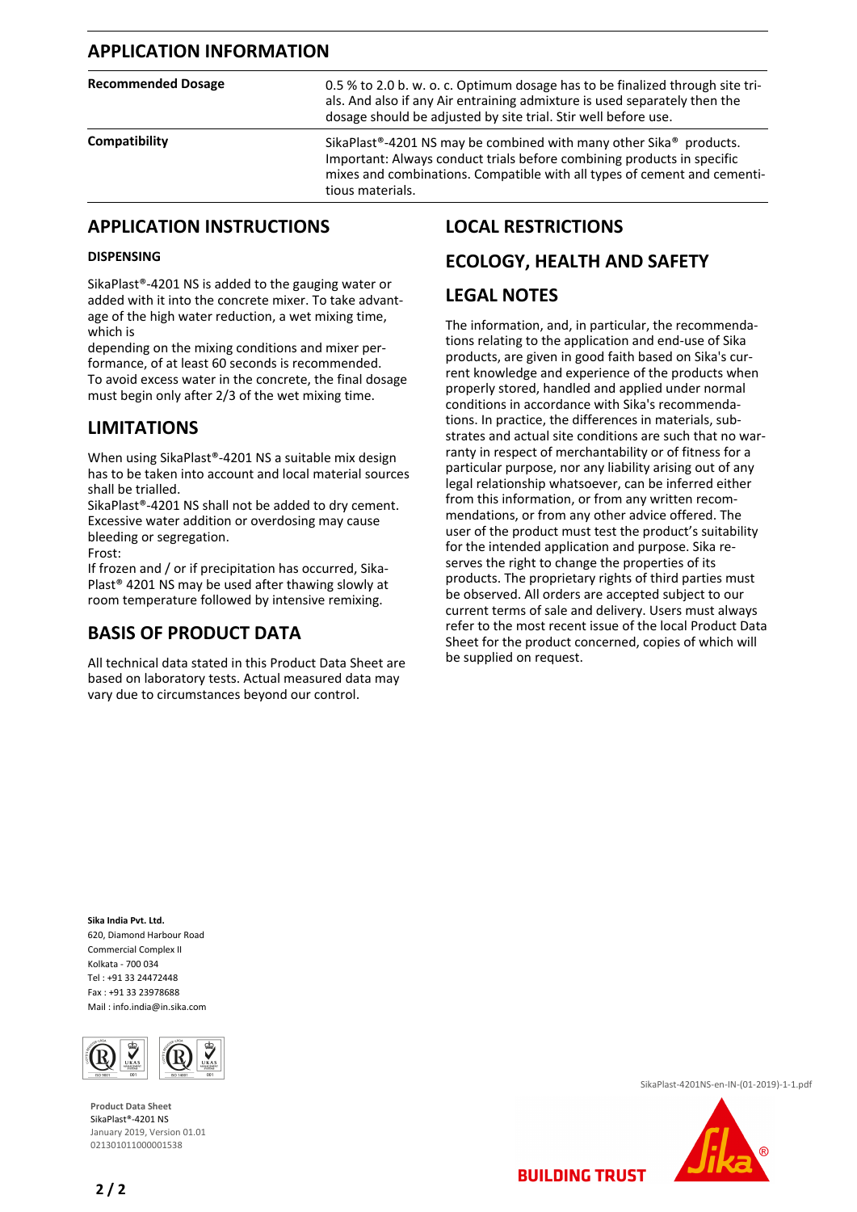## APPLICATION INFORMATION

| | |
|---|---|
| **Recommended Dosage** | 0.5 % to 2.0 b. w. o. c. Optimum dosage has to be finalized through site trials. And also if any Air entraining admixture is used separately then the dosage should be adjusted by site trial. Stir well before use. |
| **Compatibility** | SikaPlast®-4201 NS may be combined with many other Sika® products. Important: Always conduct trials before combining products in specific mixes and combinations. Compatible with all types of cement and cementitious materials. |

## APPLICATION INSTRUCTIONS

### DISPENSING

SikaPlast®-4201 NS is added to the gauging water or added with it into the concrete mixer. To take advantage of the high water reduction, a wet mixing time, which is
depending on the mixing conditions and mixer performance, of at least 60 seconds is recommended.
To avoid excess water in the concrete, the final dosage must begin only after 2/3 of the wet mixing time.

## LIMITATIONS

When using SikaPlast®-4201 NS a suitable mix design has to be taken into account and local material sources shall be trialled.
SikaPlast®-4201 NS shall not be added to dry cement.
Excessive water addition or overdosing may cause bleeding or segregation.
Frost:
If frozen and / or if precipitation has occurred, SikaPlast® 4201 NS may be used after thawing slowly at room temperature followed by intensive remixing.

## BASIS OF PRODUCT DATA

All technical data stated in this Product Data Sheet are based on laboratory tests. Actual measured data may vary due to circumstances beyond our control.

## LOCAL RESTRICTIONS

## ECOLOGY, HEALTH AND SAFETY

## LEGAL NOTES

The information, and, in particular, the recommendations relating to the application and end-use of Sika products, are given in good faith based on Sika's current knowledge and experience of the products when properly stored, handled and applied under normal conditions in accordance with Sika's recommendations. In practice, the differences in materials, substrates and actual site conditions are such that no warranty in respect of merchantability or of fitness for a particular purpose, nor any liability arising out of any legal relationship whatsoever, can be inferred either from this information, or from any written recommendations, or from any other advice offered. The user of the product must test the product's suitability for the intended application and purpose. Sika reserves the right to change the properties of its products. The proprietary rights of third parties must be observed. All orders are accepted subject to our current terms of sale and delivery. Users must always refer to the most recent issue of the local Product Data Sheet for the product concerned, copies of which will be supplied on request.

**Sika India Pvt. Ltd.**
620, Diamond Harbour Road
Commercial Complex II
Kolkata - 700 034
Tel : +91 33 24472448
Fax : +91 33 23978688
Mail : info.india@in.sika.com

**Product Data Sheet**
SikaPlast®-4201 NS
January 2019, Version 01.01
021301011000001538

SikaPlast-4201NS-en-IN-(01-2019)-1-1.pdf

**BUILDING TRUST**